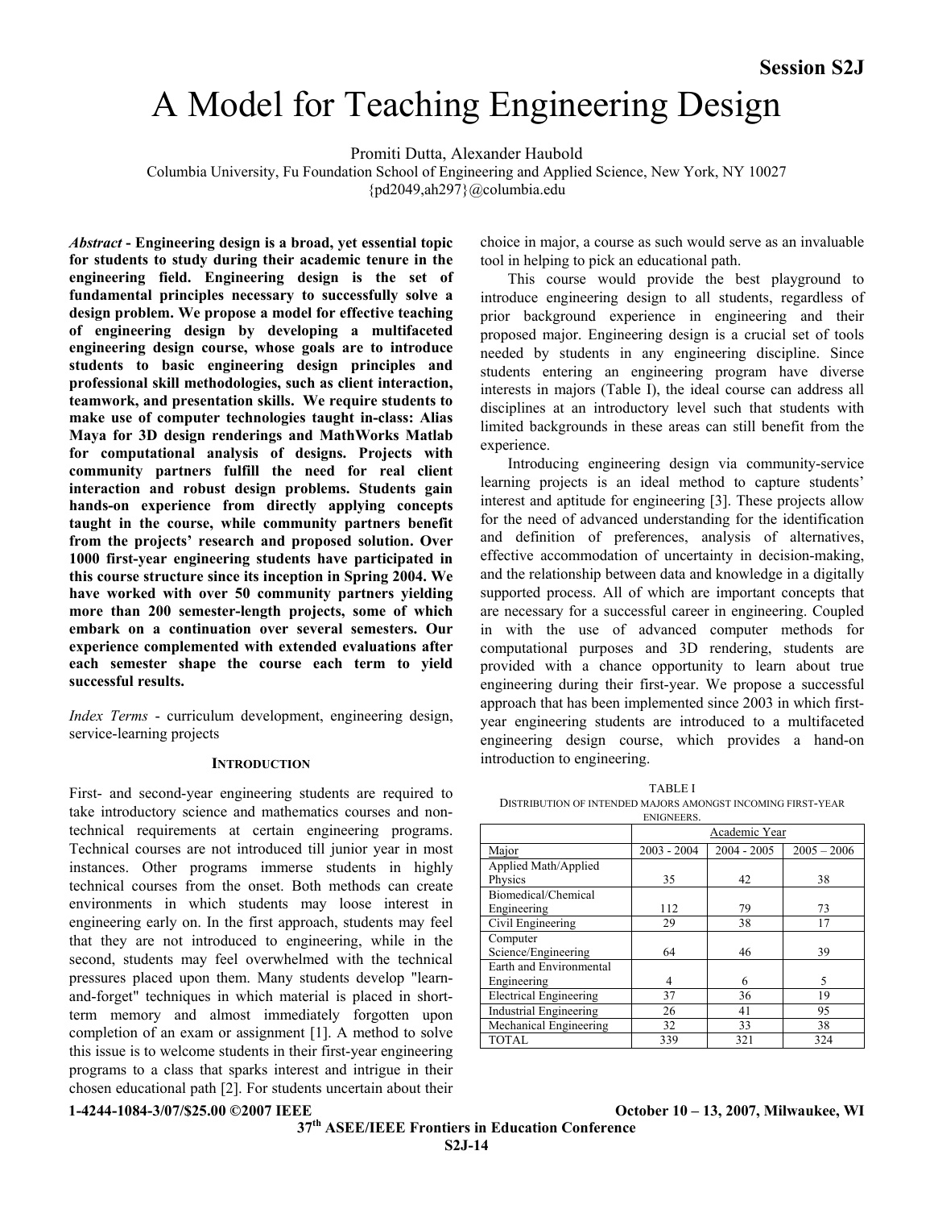# A Model for Teaching Engineering Design

Promiti Dutta, Alexander Haubold

Columbia University, Fu Foundation School of Engineering and Applied Science, New York, NY 10027

{pd2049,ah297}@columbia.edu

***Abstract* - Engineering design is a broad, yet essential topic for students to study during their academic tenure in the engineering field. Engineering design is the set of fundamental principles necessary to successfully solve a design problem. We propose a model for effective teaching of engineering design by developing a multifaceted engineering design course, whose goals are to introduce students to basic engineering design principles and professional skill methodologies, such as client interaction, teamwork, and presentation skills. We require students to make use of computer technologies taught in-class: Alias Maya for 3D design renderings and MathWorks Matlab for computational analysis of designs. Projects with community partners fulfill the need for real client interaction and robust design problems. Students gain hands-on experience from directly applying concepts taught in the course, while community partners benefit from the projects' research and proposed solution. Over 1000 first-year engineering students have participated in this course structure since its inception in Spring 2004. We have worked with over 50 community partners yielding more than 200 semester-length projects, some of which embark on a continuation over several semesters. Our experience complemented with extended evaluations after each semester shape the course each term to yield successful results.**

*Index Terms* - curriculum development, engineering design, service-learning projects

## INTRODUCTION

First- and second-year engineering students are required to take introductory science and mathematics courses and non-technical requirements at certain engineering programs. Technical courses are not introduced till junior year in most instances. Other programs immerse students in highly technical courses from the onset. Both methods can create environments in which students may loose interest in engineering early on. In the first approach, students may feel that they are not introduced to engineering, while in the second, students may feel overwhelmed with the technical pressures placed upon them. Many students develop "learn-and-forget" techniques in which material is placed in short-term memory and almost immediately forgotten upon completion of an exam or assignment [1]. A method to solve this issue is to welcome students in their first-year engineering programs to a class that sparks interest and intrigue in their chosen educational path [2]. For students uncertain about their choice in major, a course as such would serve as an invaluable tool in helping to pick an educational path.

This course would provide the best playground to introduce engineering design to all students, regardless of prior background experience in engineering and their proposed major. Engineering design is a crucial set of tools needed by students in any engineering discipline. Since students entering an engineering program have diverse interests in majors (Table I), the ideal course can address all disciplines at an introductory level such that students with limited backgrounds in these areas can still benefit from the experience.

Introducing engineering design via community-service learning projects is an ideal method to capture students' interest and aptitude for engineering [3]. These projects allow for the need of advanced understanding for the identification and definition of preferences, analysis of alternatives, effective accommodation of uncertainty in decision-making, and the relationship between data and knowledge in a digitally supported process. All of which are important concepts that are necessary for a successful career in engineering. Coupled in with the use of advanced computer methods for computational purposes and 3D rendering, students are provided with a chance opportunity to learn about true engineering during their first-year. We propose a successful approach that has been implemented since 2003 in which first-year engineering students are introduced to a multifaceted engineering design course, which provides a hand-on introduction to engineering.

TABLE I
DISTRIBUTION OF INTENDED MAJORS AMONGST INCOMING FIRST-YEAR ENIGNEERS.

| | Academic Year | | |
|---|---|---|---|
| Major | 2003 - 2004 | 2004 - 2005 | 2005 – 2006 |
| Applied Math/Applied Physics | 35 | 42 | 38 |
| Biomedical/Chemical Engineering | 112 | 79 | 73 |
| Civil Engineering | 29 | 38 | 17 |
| Computer Science/Engineering | 64 | 46 | 39 |
| Earth and Environmental Engineering | 4 | 6 | 5 |
| Electrical Engineering | 37 | 36 | 19 |
| Industrial Engineering | 26 | 41 | 95 |
| Mechanical Engineering | 32 | 33 | 38 |
| TOTAL | 339 | 321 | 324 |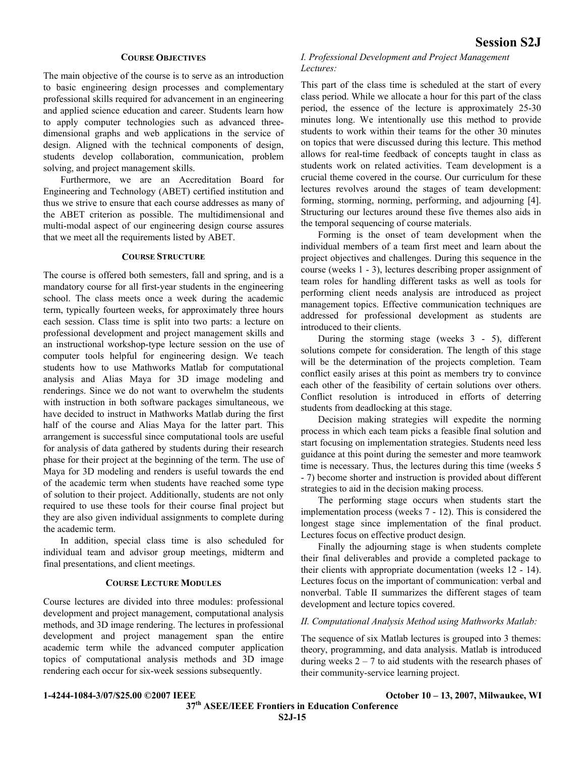## COURSE OBJECTIVES

The main objective of the course is to serve as an introduction to basic engineering design processes and complementary professional skills required for advancement in an engineering and applied science education and career. Students learn how to apply computer technologies such as advanced three-dimensional graphs and web applications in the service of design. Aligned with the technical components of design, students develop collaboration, communication, problem solving, and project management skills.

Furthermore, we are an Accreditation Board for Engineering and Technology (ABET) certified institution and thus we strive to ensure that each course addresses as many of the ABET criterion as possible. The multidimensional and multi-modal aspect of our engineering design course assures that we meet all the requirements listed by ABET.

## COURSE STRUCTURE

The course is offered both semesters, fall and spring, and is a mandatory course for all first-year students in the engineering school. The class meets once a week during the academic term, typically fourteen weeks, for approximately three hours each session. Class time is split into two parts: a lecture on professional development and project management skills and an instructional workshop-type lecture session on the use of computer tools helpful for engineering design. We teach students how to use Mathworks Matlab for computational analysis and Alias Maya for 3D image modeling and renderings. Since we do not want to overwhelm the students with instruction in both software packages simultaneous, we have decided to instruct in Mathworks Matlab during the first half of the course and Alias Maya for the latter part. This arrangement is successful since computational tools are useful for analysis of data gathered by students during their research phase for their project at the beginning of the term. The use of Maya for 3D modeling and renders is useful towards the end of the academic term when students have reached some type of solution to their project. Additionally, students are not only required to use these tools for their course final project but they are also given individual assignments to complete during the academic term.

In addition, special class time is also scheduled for individual team and advisor group meetings, midterm and final presentations, and client meetings.

## COURSE LECTURE MODULES

Course lectures are divided into three modules: professional development and project management, computational analysis methods, and 3D image rendering. The lectures in professional development and project management span the entire academic term while the advanced computer application topics of computational analysis methods and 3D image rendering each occur for six-week sessions subsequently.

### *I. Professional Development and Project Management Lectures:*

This part of the class time is scheduled at the start of every class period. While we allocate a hour for this part of the class period, the essence of the lecture is approximately 25-30 minutes long. We intentionally use this method to provide students to work within their teams for the other 30 minutes on topics that were discussed during this lecture. This method allows for real-time feedback of concepts taught in class as students work on related activities. Team development is a crucial theme covered in the course. Our curriculum for these lectures revolves around the stages of team development: forming, storming, norming, performing, and adjourning [4]. Structuring our lectures around these five themes also aids in the temporal sequencing of course materials.

Forming is the onset of team development when the individual members of a team first meet and learn about the project objectives and challenges. During this sequence in the course (weeks 1 - 3), lectures describing proper assignment of team roles for handling different tasks as well as tools for performing client needs analysis are introduced as project management topics. Effective communication techniques are addressed for professional development as students are introduced to their clients.

During the storming stage (weeks 3 - 5), different solutions compete for consideration. The length of this stage will be the determination of the projects completion. Team conflict easily arises at this point as members try to convince each other of the feasibility of certain solutions over others. Conflict resolution is introduced in efforts of deterring students from deadlocking at this stage.

Decision making strategies will expedite the norming process in which each team picks a feasible final solution and start focusing on implementation strategies. Students need less guidance at this point during the semester and more teamwork time is necessary. Thus, the lectures during this time (weeks 5 - 7) become shorter and instruction is provided about different strategies to aid in the decision making process.

The performing stage occurs when students start the implementation process (weeks 7 - 12). This is considered the longest stage since implementation of the final product. Lectures focus on effective product design.

Finally the adjourning stage is when students complete their final deliverables and provide a completed package to their clients with appropriate documentation (weeks 12 - 14). Lectures focus on the important of communication: verbal and nonverbal. Table II summarizes the different stages of team development and lecture topics covered.

### *II. Computational Analysis Method using Mathworks Matlab:*

The sequence of six Matlab lectures is grouped into 3 themes: theory, programming, and data analysis. Matlab is introduced during weeks 2 – 7 to aid students with the research phases of their community-service learning project.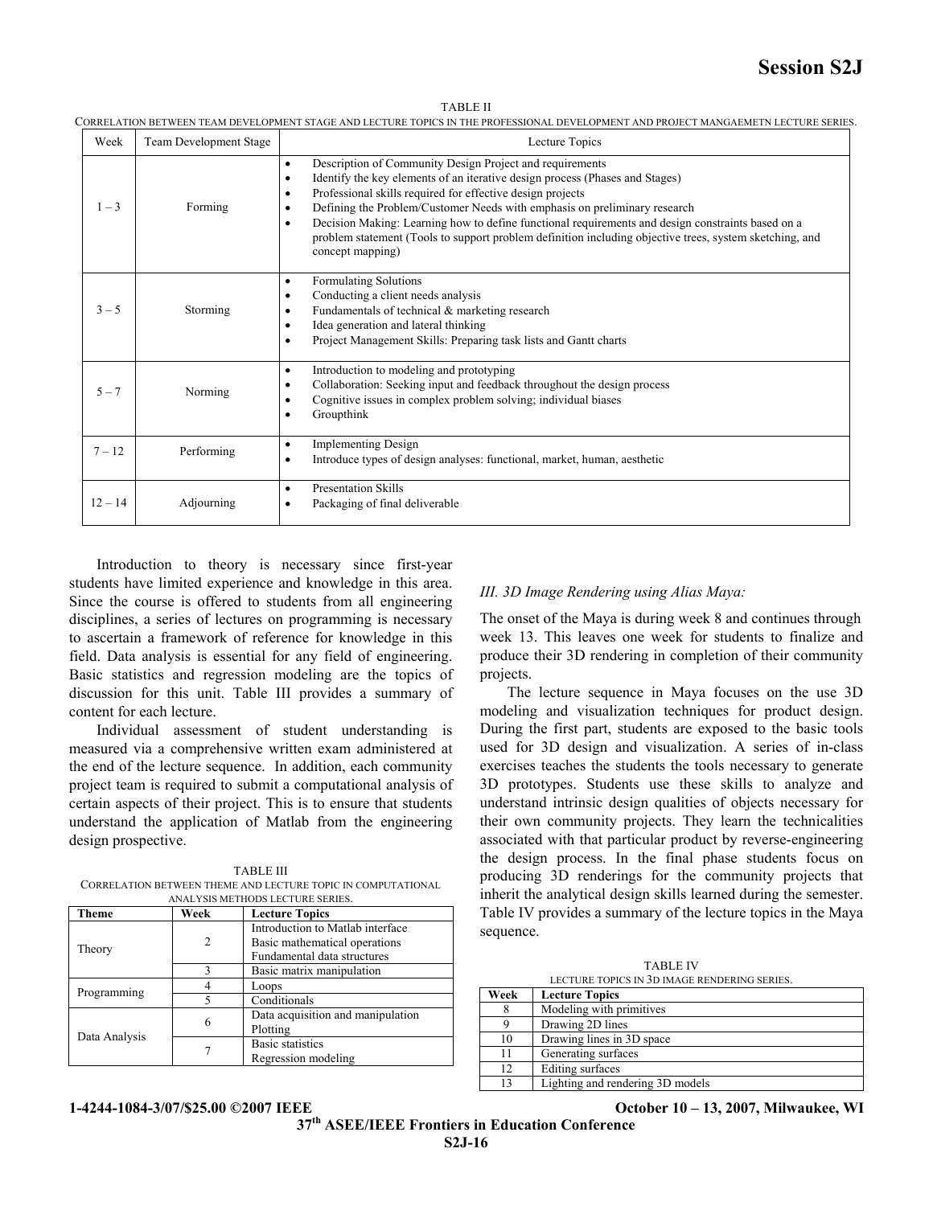TABLE II

CORRELATION BETWEEN TEAM DEVELOPMENT STAGE AND LECTURE TOPICS IN THE PROFESSIONAL DEVELOPMENT AND PROJECT MANGAEMETN LECTURE SERIES.

| Week | Team Development Stage | Lecture Topics |
|---|---|---|
| 1 – 3 | Forming | • Description of Community Design Project and requirements<br>• Identify the key elements of an iterative design process (Phases and Stages)<br>• Professional skills required for effective design projects<br>• Defining the Problem/Customer Needs with emphasis on preliminary research<br>• Decision Making: Learning how to define functional requirements and design constraints based on a problem statement (Tools to support problem definition including objective trees, system sketching, and concept mapping) |
| 3 – 5 | Storming | • Formulating Solutions<br>• Conducting a client needs analysis<br>• Fundamentals of technical & marketing research<br>• Idea generation and lateral thinking<br>• Project Management Skills: Preparing task lists and Gantt charts |
| 5 – 7 | Norming | • Introduction to modeling and prototyping<br>• Collaboration: Seeking input and feedback throughout the design process<br>• Cognitive issues in complex problem solving; individual biases<br>• Groupthink |
| 7 – 12 | Performing | • Implementing Design<br>• Introduce types of design analyses: functional, market, human, aesthetic |
| 12 – 14 | Adjourning | • Presentation Skills<br>• Packaging of final deliverable |

Introduction to theory is necessary since first-year students have limited experience and knowledge in this area. Since the course is offered to students from all engineering disciplines, a series of lectures on programming is necessary to ascertain a framework of reference for knowledge in this field. Data analysis is essential for any field of engineering. Basic statistics and regression modeling are the topics of discussion for this unit. Table III provides a summary of content for each lecture.

Individual assessment of student understanding is measured via a comprehensive written exam administered at the end of the lecture sequence. In addition, each community project team is required to submit a computational analysis of certain aspects of their project. This is to ensure that students understand the application of Matlab from the engineering design prospective.

TABLE III

CORRELATION BETWEEN THEME AND LECTURE TOPIC IN COMPUTATIONAL ANALYSIS METHODS LECTURE SERIES.

| Theme | Week | Lecture Topics |
|---|---|---|
| Theory | 2 | Introduction to Matlab interface<br>Basic mathematical operations<br>Fundamental data structures |
| | 3 | Basic matrix manipulation |
| Programming | 4 | Loops |
| | 5 | Conditionals |
| Data Analysis | 6 | Data acquisition and manipulation<br>Plotting |
| | 7 | Basic statistics<br>Regression modeling |

*III. 3D Image Rendering using Alias Maya:*

The onset of the Maya is during week 8 and continues through week 13. This leaves one week for students to finalize and produce their 3D rendering in completion of their community projects.

The lecture sequence in Maya focuses on the use 3D modeling and visualization techniques for product design. During the first part, students are exposed to the basic tools used for 3D design and visualization. A series of in-class exercises teaches the students the tools necessary to generate 3D prototypes. Students use these skills to analyze and understand intrinsic design qualities of objects necessary for their own community projects. They learn the technicalities associated with that particular product by reverse-engineering the design process. In the final phase students focus on producing 3D renderings for the community projects that inherit the analytical design skills learned during the semester. Table IV provides a summary of the lecture topics in the Maya sequence.

TABLE IV

LECTURE TOPICS IN 3D IMAGE RENDERING SERIES.

| Week | Lecture Topics |
|---|---|
| 8 | Modeling with primitives |
| 9 | Drawing 2D lines |
| 10 | Drawing lines in 3D space |
| 11 | Generating surfaces |
| 12 | Editing surfaces |
| 13 | Lighting and rendering 3D models |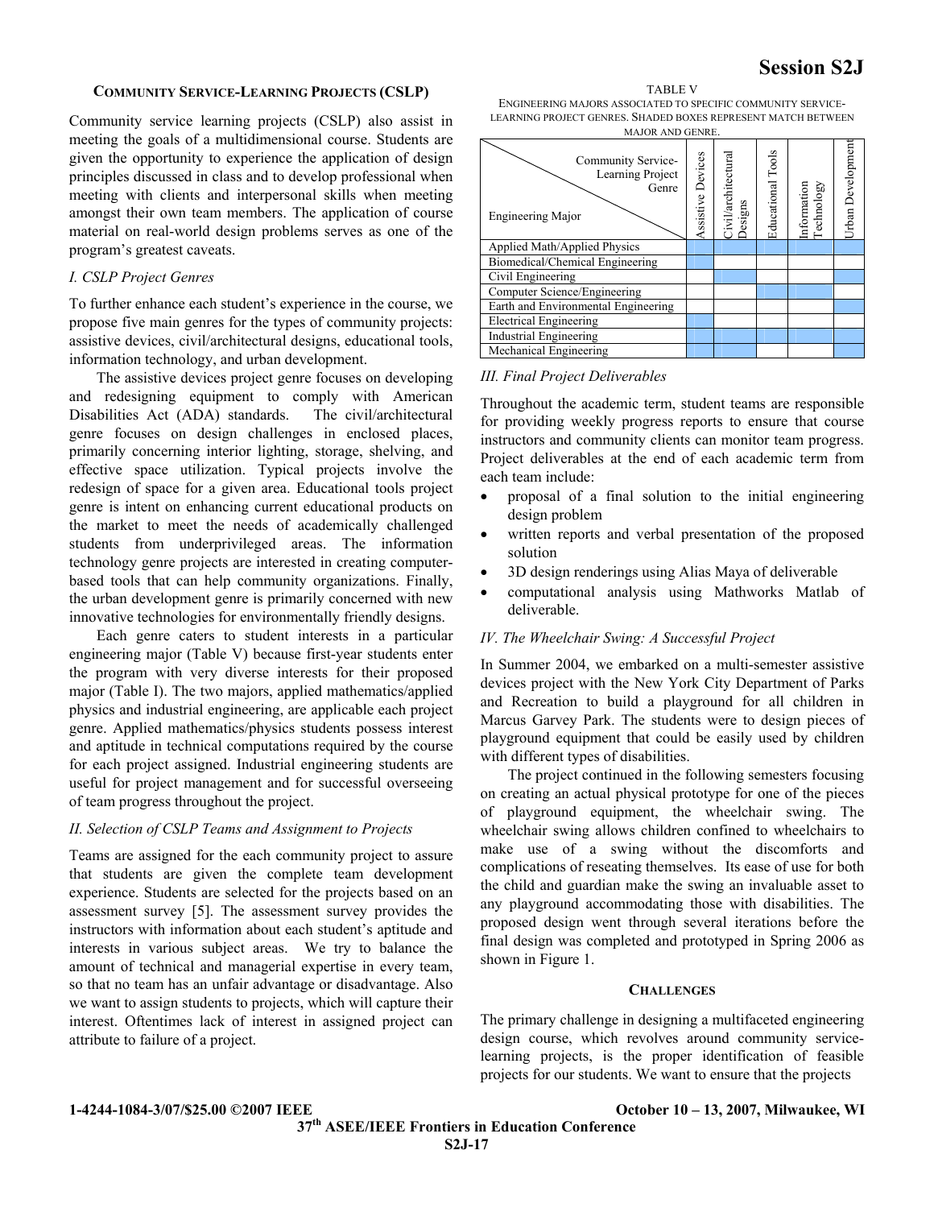### COMMUNITY SERVICE-LEARNING PROJECTS (CSLP)

Community service learning projects (CSLP) also assist in meeting the goals of a multidimensional course. Students are given the opportunity to experience the application of design principles discussed in class and to develop professional when meeting with clients and interpersonal skills when meeting amongst their own team members. The application of course material on real-world design problems serves as one of the program's greatest caveats.

#### *I. CSLP Project Genres*

To further enhance each student's experience in the course, we propose five main genres for the types of community projects: assistive devices, civil/architectural designs, educational tools, information technology, and urban development.

The assistive devices project genre focuses on developing and redesigning equipment to comply with American Disabilities Act (ADA) standards. The civil/architectural genre focuses on design challenges in enclosed places, primarily concerning interior lighting, storage, shelving, and effective space utilization. Typical projects involve the redesign of space for a given area. Educational tools project genre is intent on enhancing current educational products on the market to meet the needs of academically challenged students from underprivileged areas. The information technology genre projects are interested in creating computer-based tools that can help community organizations. Finally, the urban development genre is primarily concerned with new innovative technologies for environmentally friendly designs.

Each genre caters to student interests in a particular engineering major (Table V) because first-year students enter the program with very diverse interests for their proposed major (Table I). The two majors, applied mathematics/applied physics and industrial engineering, are applicable each project genre. Applied mathematics/physics students possess interest and aptitude in technical computations required by the course for each project assigned. Industrial engineering students are useful for project management and for successful overseeing of team progress throughout the project.

#### *II. Selection of CSLP Teams and Assignment to Projects*

Teams are assigned for the each community project to assure that students are given the complete team development experience. Students are selected for the projects based on an assessment survey [5]. The assessment survey provides the instructors with information about each student's aptitude and interests in various subject areas. We try to balance the amount of technical and managerial expertise in every team, so that no team has an unfair advantage or disadvantage. Also we want to assign students to projects, which will capture their interest. Oftentimes lack of interest in assigned project can attribute to failure of a project.

TABLE V
ENGINEERING MAJORS ASSOCIATED TO SPECIFIC COMMUNITY SERVICE-LEARNING PROJECT GENRES. SHADED BOXES REPRESENT MATCH BETWEEN MAJOR AND GENRE.

| Engineering Major \ Community Service-Learning Project Genre | Assistive Devices | Civil/architectural Designs | Educational Tools | Information Technology | Urban Development |
|---|---|---|---|---|---|
| Applied Math/Applied Physics | ■ | ■ | ■ | ■ | ■ |
| Biomedical/Chemical Engineering | ■ | | | | |
| Civil Engineering | | ■ | | | ■ |
| Computer Science/Engineering | | | ■ | ■ | |
| Earth and Environmental Engineering | | | | | ■ |
| Electrical Engineering | ■ | | | | |
| Industrial Engineering | ■ | ■ | ■ | ■ | ■ |
| Mechanical Engineering | ■ | ■ | | | ■ |

#### *III. Final Project Deliverables*

Throughout the academic term, student teams are responsible for providing weekly progress reports to ensure that course instructors and community clients can monitor team progress. Project deliverables at the end of each academic term from each team include:

- proposal of a final solution to the initial engineering design problem
- written reports and verbal presentation of the proposed solution
- 3D design renderings using Alias Maya of deliverable
- computational analysis using Mathworks Matlab of deliverable.

#### *IV. The Wheelchair Swing: A Successful Project*

In Summer 2004, we embarked on a multi-semester assistive devices project with the New York City Department of Parks and Recreation to build a playground for all children in Marcus Garvey Park. The students were to design pieces of playground equipment that could be easily used by children with different types of disabilities.

The project continued in the following semesters focusing on creating an actual physical prototype for one of the pieces of playground equipment, the wheelchair swing. The wheelchair swing allows children confined to wheelchairs to make use of a swing without the discomforts and complications of reseating themselves. Its ease of use for both the child and guardian make the swing an invaluable asset to any playground accommodating those with disabilities. The proposed design went through several iterations before the final design was completed and prototyped in Spring 2006 as shown in Figure 1.

### CHALLENGES

The primary challenge in designing a multifaceted engineering design course, which revolves around community service-learning projects, is the proper identification of feasible projects for our students. We want to ensure that the projects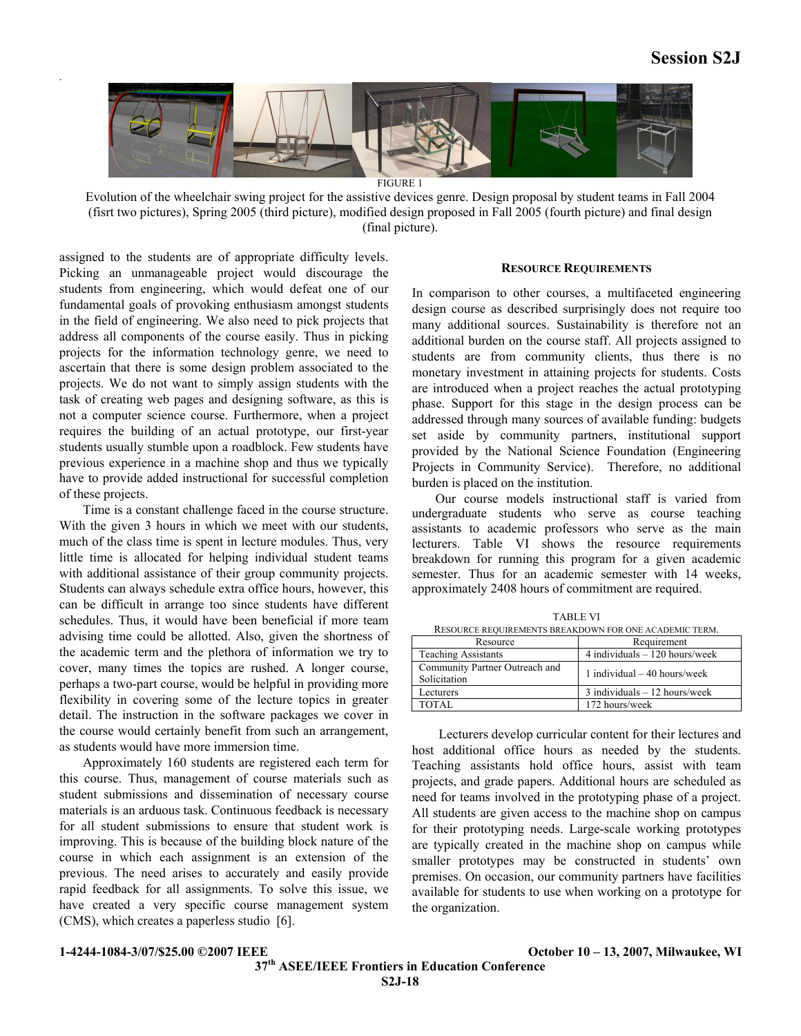FIGURE 1
Evolution of the wheelchair swing project for the assistive devices genre. Design proposal by student teams in Fall 2004 (fisrt two pictures), Spring 2005 (third picture), modified design proposed in Fall 2005 (fourth picture) and final design (final picture).

assigned to the students are of appropriate difficulty levels. Picking an unmanageable project would discourage the students from engineering, which would defeat one of our fundamental goals of provoking enthusiasm amongst students in the field of engineering. We also need to pick projects that address all components of the course easily. Thus in picking projects for the information technology genre, we need to ascertain that there is some design problem associated to the projects. We do not want to simply assign students with the task of creating web pages and designing software, as this is not a computer science course. Furthermore, when a project requires the building of an actual prototype, our first-year students usually stumble upon a roadblock. Few students have previous experience in a machine shop and thus we typically have to provide added instructional for successful completion of these projects.

Time is a constant challenge faced in the course structure. With the given 3 hours in which we meet with our students, much of the class time is spent in lecture modules. Thus, very little time is allocated for helping individual student teams with additional assistance of their group community projects. Students can always schedule extra office hours, however, this can be difficult in arrange too since students have different schedules. Thus, it would have been beneficial if more team advising time could be allotted. Also, given the shortness of the academic term and the plethora of information we try to cover, many times the topics are rushed. A longer course, perhaps a two-part course, would be helpful in providing more flexibility in covering some of the lecture topics in greater detail. The instruction in the software packages we cover in the course would certainly benefit from such an arrangement, as students would have more immersion time.

Approximately 160 students are registered each term for this course. Thus, management of course materials such as student submissions and dissemination of necessary course materials is an arduous task. Continuous feedback is necessary for all student submissions to ensure that student work is improving. This is because of the building block nature of the course in which each assignment is an extension of the previous. The need arises to accurately and easily provide rapid feedback for all assignments. To solve this issue, we have created a very specific course management system (CMS), which creates a paperless studio [6].

## RESOURCE REQUIREMENTS

In comparison to other courses, a multifaceted engineering design course as described surprisingly does not require too many additional sources. Sustainability is therefore not an additional burden on the course staff. All projects assigned to students are from community clients, thus there is no monetary investment in attaining projects for students. Costs are introduced when a project reaches the actual prototyping phase. Support for this stage in the design process can be addressed through many sources of available funding: budgets set aside by community partners, institutional support provided by the National Science Foundation (Engineering Projects in Community Service). Therefore, no additional burden is placed on the institution.

Our course models instructional staff is varied from undergraduate students who serve as course teaching assistants to academic professors who serve as the main lecturers. Table VI shows the resource requirements breakdown for running this program for a given academic semester. Thus for an academic semester with 14 weeks, approximately 2408 hours of commitment are required.

TABLE VI
RESOURCE REQUIREMENTS BREAKDOWN FOR ONE ACADEMIC TERM.

| Resource | Requirement |
|---|---|
| Teaching Assistants | 4 individuals – 120 hours/week |
| Community Partner Outreach and Solicitation | 1 individual – 40 hours/week |
| Lecturers | 3 individuals – 12 hours/week |
| TOTAL | 172 hours/week |

Lecturers develop curricular content for their lectures and host additional office hours as needed by the students. Teaching assistants hold office hours, assist with team projects, and grade papers. Additional hours are scheduled as need for teams involved in the prototyping phase of a project. All students are given access to the machine shop on campus for their prototyping needs. Large-scale working prototypes are typically created in the machine shop on campus while smaller prototypes may be constructed in students' own premises. On occasion, our community partners have facilities available for students to use when working on a prototype for the organization.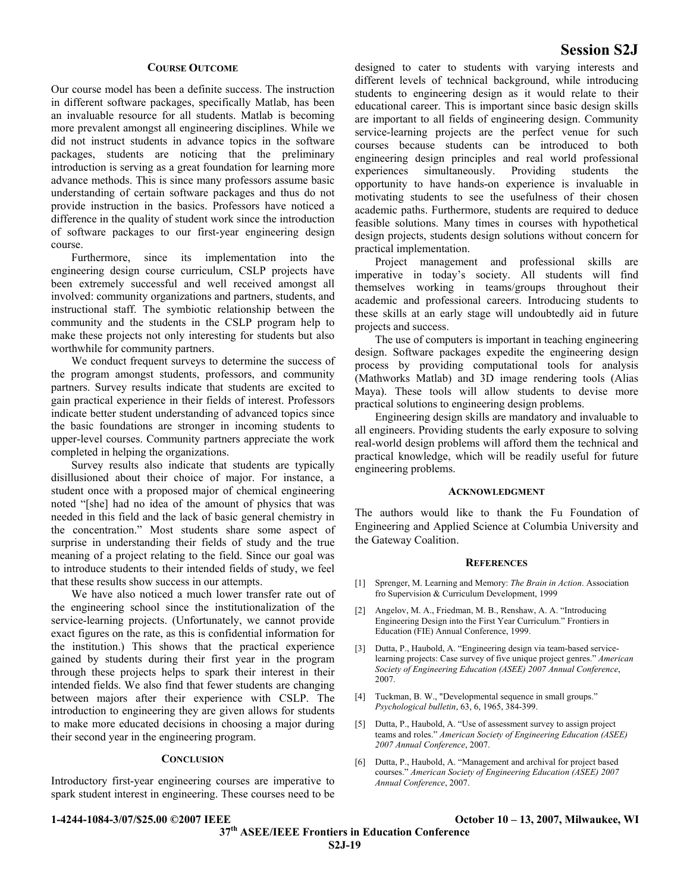## COURSE OUTCOME

Our course model has been a definite success. The instruction in different software packages, specifically Matlab, has been an invaluable resource for all students. Matlab is becoming more prevalent amongst all engineering disciplines. While we did not instruct students in advance topics in the software packages, students are noticing that the preliminary introduction is serving as a great foundation for learning more advance methods. This is since many professors assume basic understanding of certain software packages and thus do not provide instruction in the basics. Professors have noticed a difference in the quality of student work since the introduction of software packages to our first-year engineering design course.

Furthermore, since its implementation into the engineering design course curriculum, CSLP projects have been extremely successful and well received amongst all involved: community organizations and partners, students, and instructional staff. The symbiotic relationship between the community and the students in the CSLP program help to make these projects not only interesting for students but also worthwhile for community partners.

We conduct frequent surveys to determine the success of the program amongst students, professors, and community partners. Survey results indicate that students are excited to gain practical experience in their fields of interest. Professors indicate better student understanding of advanced topics since the basic foundations are stronger in incoming students to upper-level courses. Community partners appreciate the work completed in helping the organizations.

Survey results also indicate that students are typically disillusioned about their choice of major. For instance, a student once with a proposed major of chemical engineering noted "[she] had no idea of the amount of physics that was needed in this field and the lack of basic general chemistry in the concentration." Most students share some aspect of surprise in understanding their fields of study and the true meaning of a project relating to the field. Since our goal was to introduce students to their intended fields of study, we feel that these results show success in our attempts.

We have also noticed a much lower transfer rate out of the engineering school since the institutionalization of the service-learning projects. (Unfortunately, we cannot provide exact figures on the rate, as this is confidential information for the institution.) This shows that the practical experience gained by students during their first year in the program through these projects helps to spark their interest in their intended fields. We also find that fewer students are changing between majors after their experience with CSLP. The introduction to engineering they are given allows for students to make more educated decisions in choosing a major during their second year in the engineering program.

## CONCLUSION

Introductory first-year engineering courses are imperative to spark student interest in engineering. These courses need to be designed to cater to students with varying interests and different levels of technical background, while introducing students to engineering design as it would relate to their educational career. This is important since basic design skills are important to all fields of engineering design. Community service-learning projects are the perfect venue for such courses because students can be introduced to both engineering design principles and real world professional experiences simultaneously. Providing students the opportunity to have hands-on experience is invaluable in motivating students to see the usefulness of their chosen academic paths. Furthermore, students are required to deduce feasible solutions. Many times in courses with hypothetical design projects, students design solutions without concern for practical implementation.

Project management and professional skills are imperative in today's society. All students will find themselves working in teams/groups throughout their academic and professional careers. Introducing students to these skills at an early stage will undoubtedly aid in future projects and success.

The use of computers is important in teaching engineering design. Software packages expedite the engineering design process by providing computational tools for analysis (Mathworks Matlab) and 3D image rendering tools (Alias Maya). These tools will allow students to devise more practical solutions to engineering design problems.

Engineering design skills are mandatory and invaluable to all engineers. Providing students the early exposure to solving real-world design problems will afford them the technical and practical knowledge, which will be readily useful for future engineering problems.

## ACKNOWLEDGMENT

The authors would like to thank the Fu Foundation of Engineering and Applied Science at Columbia University and the Gateway Coalition.

## REFERENCES

[1] Sprenger, M. Learning and Memory: *The Brain in Action*. Association fro Supervision & Curriculum Development, 1999

[2] Angelov, M. A., Friedman, M. B., Renshaw, A. A. "Introducing Engineering Design into the First Year Curriculum." Frontiers in Education (FIE) Annual Conference, 1999.

[3] Dutta, P., Haubold, A. "Engineering design via team-based service-learning projects: Case survey of five unique project genres." *American Society of Engineering Education (ASEE) 2007 Annual Conference*, 2007.

[4] Tuckman, B. W., "Developmental sequence in small groups." *Psychological bulletin*, 63, 6, 1965, 384-399.

[5] Dutta, P., Haubold, A. "Use of assessment survey to assign project teams and roles." *American Society of Engineering Education (ASEE) 2007 Annual Conference*, 2007.

[6] Dutta, P., Haubold, A. "Management and archival for project based courses." *American Society of Engineering Education (ASEE) 2007 Annual Conference*, 2007.